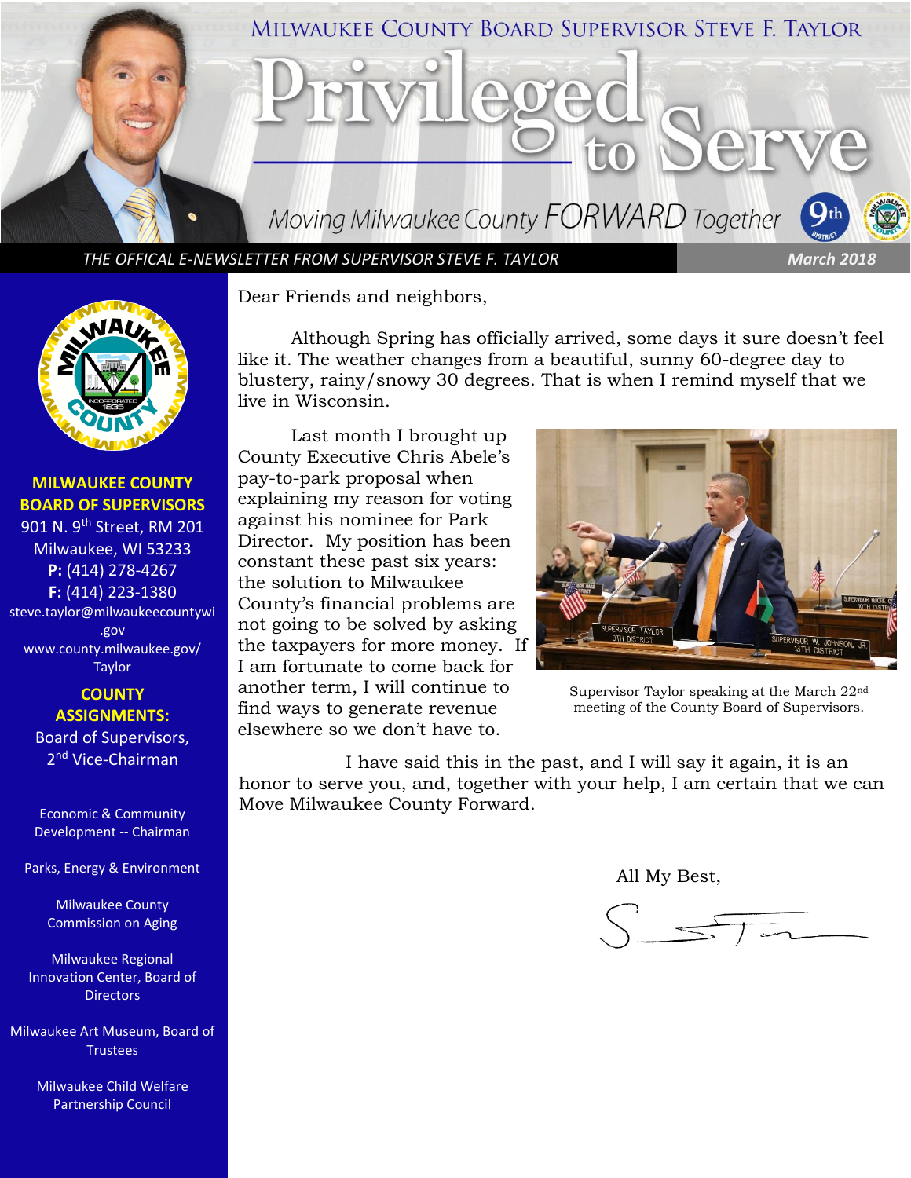# MILWAUKEE COUNTY BOARD SUPERVISOR STEVE F. TAYLOR

# Privileged to Serve

*Moving Milwaukee County FORWARD Together*

*THE OFFICAL E-NEWSLETTER FROM SUPERVISOR STEVE F. TAYLOR* — *March 2018*

**MILWAUKEE COUNTY BOARD OF SUPERVISORS**
901 N. 9th Street, RM 201
Milwaukee, WI 53233
**P:** (414) 278-4267
**F:** (414) 223-1380
steve.taylor@milwaukeecountywi.gov
www.county.milwaukee.gov/Taylor

**COUNTY ASSIGNMENTS:**

Board of Supervisors, 2nd Vice-Chairman

Economic & Community Development -- Chairman

Parks, Energy & Environment

Milwaukee County Commission on Aging

Milwaukee Regional Innovation Center, Board of Directors

Milwaukee Art Museum, Board of Trustees

Milwaukee Child Welfare Partnership Council

Dear Friends and neighbors,

Although Spring has officially arrived, some days it sure doesn't feel like it. The weather changes from a beautiful, sunny 60-degree day to blustery, rainy/snowy 30 degrees. That is when I remind myself that we live in Wisconsin.

Last month I brought up County Executive Chris Abele's pay-to-park proposal when explaining my reason for voting against his nominee for Park Director. My position has been constant these past six years: the solution to Milwaukee County's financial problems are not going to be solved by asking the taxpayers for more money. If I am fortunate to come back for another term, I will continue to find ways to generate revenue elsewhere so we don't have to.

Supervisor Taylor speaking at the March 22nd meeting of the County Board of Supervisors.

I have said this in the past, and I will say it again, it is an honor to serve you, and, together with your help, I am certain that we can Move Milwaukee County Forward.

All My Best,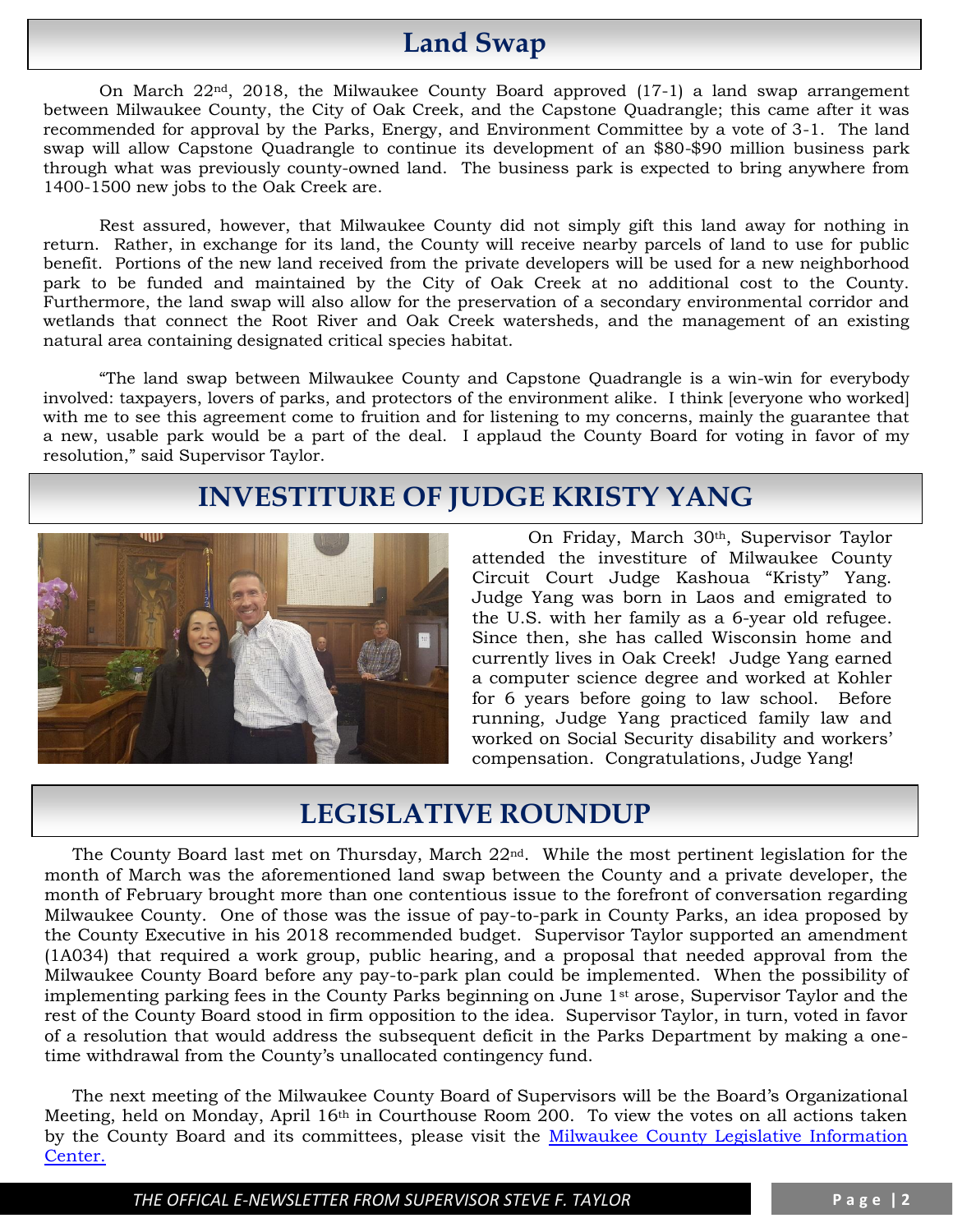## Land Swap

On March 22nd, 2018, the Milwaukee County Board approved (17-1) a land swap arrangement between Milwaukee County, the City of Oak Creek, and the Capstone Quadrangle; this came after it was recommended for approval by the Parks, Energy, and Environment Committee by a vote of 3-1. The land swap will allow Capstone Quadrangle to continue its development of an $80-$90 million business park through what was previously county-owned land. The business park is expected to bring anywhere from 1400-1500 new jobs to the Oak Creek are.

Rest assured, however, that Milwaukee County did not simply gift this land away for nothing in return. Rather, in exchange for its land, the County will receive nearby parcels of land to use for public benefit. Portions of the new land received from the private developers will be used for a new neighborhood park to be funded and maintained by the City of Oak Creek at no additional cost to the County. Furthermore, the land swap will also allow for the preservation of a secondary environmental corridor and wetlands that connect the Root River and Oak Creek watersheds, and the management of an existing natural area containing designated critical species habitat.

"The land swap between Milwaukee County and Capstone Quadrangle is a win-win for everybody involved: taxpayers, lovers of parks, and protectors of the environment alike. I think [everyone who worked] with me to see this agreement come to fruition and for listening to my concerns, mainly the guarantee that a new, usable park would be a part of the deal. I applaud the County Board for voting in favor of my resolution," said Supervisor Taylor.

## INVESTITURE OF JUDGE KRISTY YANG

On Friday, March 30th, Supervisor Taylor attended the investiture of Milwaukee County Circuit Court Judge Kashoua "Kristy" Yang. Judge Yang was born in Laos and emigrated to the U.S. with her family as a 6-year old refugee. Since then, she has called Wisconsin home and currently lives in Oak Creek! Judge Yang earned a computer science degree and worked at Kohler for 6 years before going to law school. Before running, Judge Yang practiced family law and worked on Social Security disability and workers' compensation. Congratulations, Judge Yang!

## LEGISLATIVE ROUNDUP

The County Board last met on Thursday, March 22nd. While the most pertinent legislation for the month of March was the aforementioned land swap between the County and a private developer, the month of February brought more than one contentious issue to the forefront of conversation regarding Milwaukee County. One of those was the issue of pay-to-park in County Parks, an idea proposed by the County Executive in his 2018 recommended budget. Supervisor Taylor supported an amendment (1A034) that required a work group, public hearing, and a proposal that needed approval from the Milwaukee County Board before any pay-to-park plan could be implemented. When the possibility of implementing parking fees in the County Parks beginning on June 1st arose, Supervisor Taylor and the rest of the County Board stood in firm opposition to the idea. Supervisor Taylor, in turn, voted in favor of a resolution that would address the subsequent deficit in the Parks Department by making a one-time withdrawal from the County's unallocated contingency fund.

The next meeting of the Milwaukee County Board of Supervisors will be the Board's Organizational Meeting, held on Monday, April 16th in Courthouse Room 200. To view the votes on all actions taken by the County Board and its committees, please visit the Milwaukee County Legislative Information Center.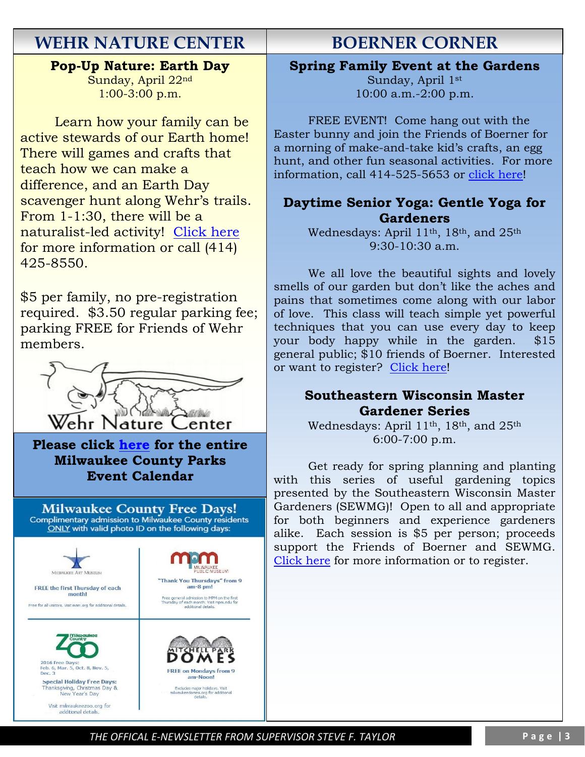## WEHR NATURE CENTER

**Pop-Up Nature: Earth Day**
Sunday, April 22nd
1:00-3:00 p.m.

Learn how your family can be active stewards of our Earth home! There will games and crafts that teach how we can make a difference, and an Earth Day scavenger hunt along Wehr's trails. From 1-1:30, there will be a naturalist-led activity! Click here for more information or call (414) 425-8550.

$5 per family, no pre-registration required. $3.50 regular parking fee; parking FREE for Friends of Wehr members.

Wehr Nature Center

**Please click here for the entire Milwaukee County Parks Event Calendar**

**Milwaukee County Free Days!**
Complimentary admission to Milwaukee County residents ONLY with valid photo ID on the following days:

MILWAUKEE ART MUSEUM
FREE the first Thursday of each month!
Free for all visitors. Visit mam.org for additional details.

MILWAUKEE PUBLIC MUSEUM
"Thank You Thursdays" from 9 am-8 pm!
Free general admission to MPM on the first Thursday of each month. Visit mpm.edu for additional details.

Milwaukee County Zoo
2016 Free Days:
Feb. 6, Mar. 5, Oct. 8, Nov. 5, Dec. 3
Special Holiday Free Days:
Thanksgiving, Christmas Day & New Year's Day
Visit milwaukeezoo.org for additional details.

MITCHELL PARK DOMES
FREE on Mondays from 9 am-Noon!
Excludes major holidays. Visit milwaukeedomes.org for additional details.

## BOERNER CORNER

**Spring Family Event at the Gardens**
Sunday, April 1st
10:00 a.m.-2:00 p.m.

FREE EVENT! Come hang out with the Easter bunny and join the Friends of Boerner for a morning of make-and-take kid's crafts, an egg hunt, and other fun seasonal activities. For more information, call 414-525-5653 or click here!

**Daytime Senior Yoga: Gentle Yoga for Gardeners**
Wednesdays: April 11th, 18th, and 25th
9:30-10:30 a.m.

We all love the beautiful sights and lovely smells of our garden but don't like the aches and pains that sometimes come along with our labor of love. This class will teach simple yet powerful techniques that you can use every day to keep your body happy while in the garden. $15 general public; $10 friends of Boerner. Interested or want to register? Click here!

**Southeastern Wisconsin Master Gardener Series**
Wednesdays: April 11th, 18th, and 25th
6:00-7:00 p.m.

Get ready for spring planning and planting with this series of useful gardening topics presented by the Southeastern Wisconsin Master Gardeners (SEWMG)! Open to all and appropriate for both beginners and experience gardeners alike. Each session is $5 per person; proceeds support the Friends of Boerner and SEWMG. Click here for more information or to register.